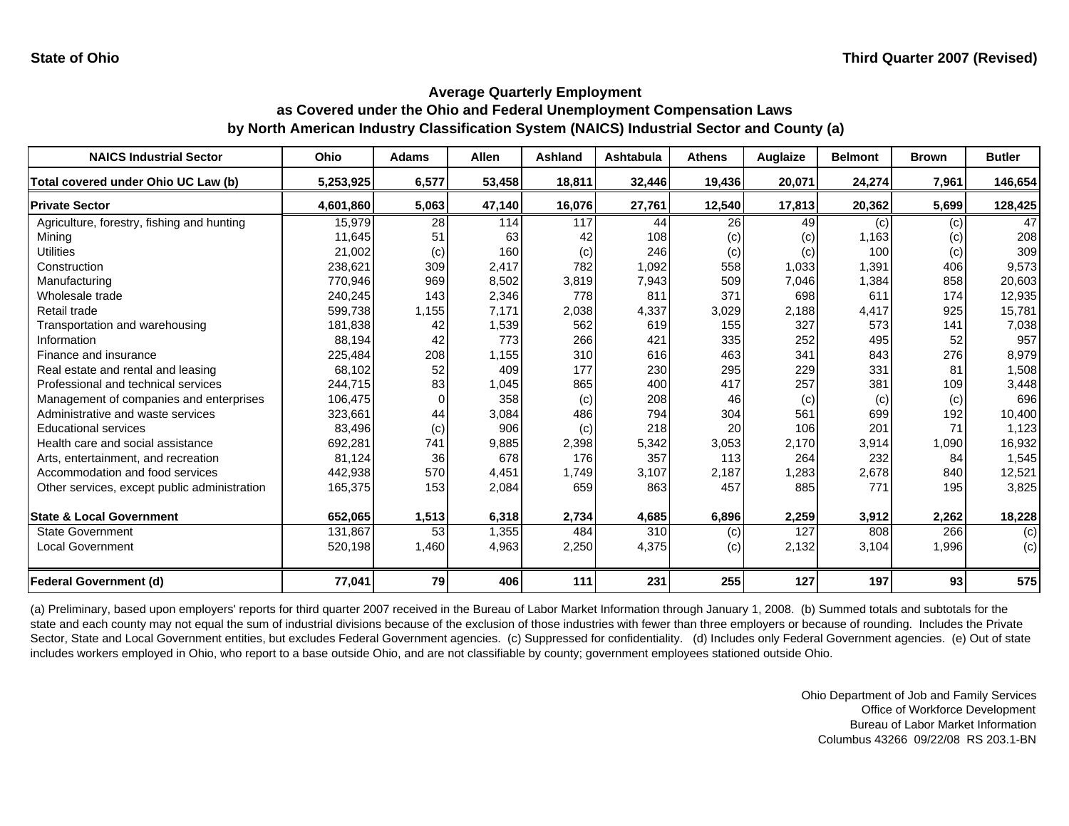State of Ohio

Third Quarter 2007 (Revised)

## Average Quarterly Employment
## as Covered under the Ohio and Federal Unemployment Compensation Laws
## by North American Industry Classification System (NAICS) Industrial Sector and County (a)

| NAICS Industrial Sector | Ohio | Adams | Allen | Ashland | Ashtabula | Athens | Auglaize | Belmont | Brown | Butler |
|---|---|---|---|---|---|---|---|---|---|---|
| **Total covered under Ohio UC Law (b)** | **5,253,925** | **6,577** | **53,458** | **18,811** | **32,446** | **19,436** | **20,071** | **24,274** | **7,961** | **146,654** |
| **Private Sector** | **4,601,860** | **5,063** | **47,140** | **16,076** | **27,761** | **12,540** | **17,813** | **20,362** | **5,699** | **128,425** |
| Agriculture, forestry, fishing and hunting | 15,979 | 28 | 114 | 117 | 44 | 26 | 49 | (c) | (c) | 47 |
| Mining | 11,645 | 51 | 63 | 42 | 108 | (c) | (c) | 1,163 | (c) | 208 |
| Utilities | 21,002 | (c) | 160 | (c) | 246 | (c) | (c) | 100 | (c) | 309 |
| Construction | 238,621 | 309 | 2,417 | 782 | 1,092 | 558 | 1,033 | 1,391 | 406 | 9,573 |
| Manufacturing | 770,946 | 969 | 8,502 | 3,819 | 7,943 | 509 | 7,046 | 1,384 | 858 | 20,603 |
| Wholesale trade | 240,245 | 143 | 2,346 | 778 | 811 | 371 | 698 | 611 | 174 | 12,935 |
| Retail trade | 599,738 | 1,155 | 7,171 | 2,038 | 4,337 | 3,029 | 2,188 | 4,417 | 925 | 15,781 |
| Transportation and warehousing | 181,838 | 42 | 1,539 | 562 | 619 | 155 | 327 | 573 | 141 | 7,038 |
| Information | 88,194 | 42 | 773 | 266 | 421 | 335 | 252 | 495 | 52 | 957 |
| Finance and insurance | 225,484 | 208 | 1,155 | 310 | 616 | 463 | 341 | 843 | 276 | 8,979 |
| Real estate and rental and leasing | 68,102 | 52 | 409 | 177 | 230 | 295 | 229 | 331 | 81 | 1,508 |
| Professional and technical services | 244,715 | 83 | 1,045 | 865 | 400 | 417 | 257 | 381 | 109 | 3,448 |
| Management of companies and enterprises | 106,475 | 0 | 358 | (c) | 208 | 46 | (c) | (c) | (c) | 696 |
| Administrative and waste services | 323,661 | 44 | 3,084 | 486 | 794 | 304 | 561 | 699 | 192 | 10,400 |
| Educational services | 83,496 | (c) | 906 | (c) | 218 | 20 | 106 | 201 | 71 | 1,123 |
| Health care and social assistance | 692,281 | 741 | 9,885 | 2,398 | 5,342 | 3,053 | 2,170 | 3,914 | 1,090 | 16,932 |
| Arts, entertainment, and recreation | 81,124 | 36 | 678 | 176 | 357 | 113 | 264 | 232 | 84 | 1,545 |
| Accommodation and food services | 442,938 | 570 | 4,451 | 1,749 | 3,107 | 2,187 | 1,283 | 2,678 | 840 | 12,521 |
| Other services, except public administration | 165,375 | 153 | 2,084 | 659 | 863 | 457 | 885 | 771 | 195 | 3,825 |
| **State & Local Government** | **652,065** | **1,513** | **6,318** | **2,734** | **4,685** | **6,896** | **2,259** | **3,912** | **2,262** | **18,228** |
| State Government | 131,867 | 53 | 1,355 | 484 | 310 | (c) | 127 | 808 | 266 | (c) |
| Local Government | 520,198 | 1,460 | 4,963 | 2,250 | 4,375 | (c) | 2,132 | 3,104 | 1,996 | (c) |
| **Federal Government (d)** | **77,041** | **79** | **406** | **111** | **231** | **255** | **127** | **197** | **93** | **575** |

(a) Preliminary, based upon employers' reports for third quarter 2007 received in the Bureau of Labor Market Information through January 1, 2008. (b) Summed totals and subtotals for the state and each county may not equal the sum of industrial divisions because of the exclusion of those industries with fewer than three employers or because of rounding. Includes the Private Sector, State and Local Government entities, but excludes Federal Government agencies. (c) Suppressed for confidentiality. (d) Includes only Federal Government agencies. (e) Out of state includes workers employed in Ohio, who report to a base outside Ohio, and are not classifiable by county; government employees stationed outside Ohio.

Ohio Department of Job and Family Services
Office of Workforce Development
Bureau of Labor Market Information
Columbus 43266 09/22/08 RS 203.1-BN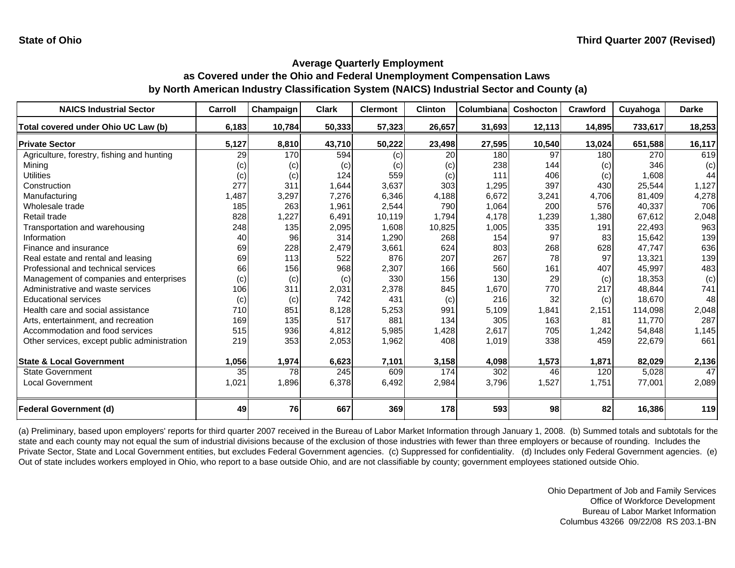State of Ohio

Third Quarter 2007 (Revised)

## Average Quarterly Employment
## as Covered under the Ohio and Federal Unemployment Compensation Laws
## by North American Industry Classification System (NAICS) Industrial Sector and County (a)

| NAICS Industrial Sector | Carroll | Champaign | Clark | Clermont | Clinton | Columbiana | Coshocton | Crawford | Cuyahoga | Darke |
|---|---|---|---|---|---|---|---|---|---|---|
| **Total covered under Ohio UC Law (b)** | **6,183** | **10,784** | **50,333** | **57,323** | **26,657** | **31,693** | **12,113** | **14,895** | **733,617** | **18,253** |
| **Private Sector** | **5,127** | **8,810** | **43,710** | **50,222** | **23,498** | **27,595** | **10,540** | **13,024** | **651,588** | **16,117** |
| Agriculture, forestry, fishing and hunting | 29 | 170 | 594 | (c) | 20 | 180 | 97 | 180 | 270 | 619 |
| Mining | (c) | (c) | (c) | (c) | (c) | 238 | 144 | (c) | 346 | (c) |
| Utilities | (c) | (c) | 124 | 559 | (c) | 111 | 406 | (c) | 1,608 | 44 |
| Construction | 277 | 311 | 1,644 | 3,637 | 303 | 1,295 | 397 | 430 | 25,544 | 1,127 |
| Manufacturing | 1,487 | 3,297 | 7,276 | 6,346 | 4,188 | 6,672 | 3,241 | 4,706 | 81,409 | 4,278 |
| Wholesale trade | 185 | 263 | 1,961 | 2,544 | 790 | 1,064 | 200 | 576 | 40,337 | 706 |
| Retail trade | 828 | 1,227 | 6,491 | 10,119 | 1,794 | 4,178 | 1,239 | 1,380 | 67,612 | 2,048 |
| Transportation and warehousing | 248 | 135 | 2,095 | 1,608 | 10,825 | 1,005 | 335 | 191 | 22,493 | 963 |
| Information | 40 | 96 | 314 | 1,290 | 268 | 154 | 97 | 83 | 15,642 | 139 |
| Finance and insurance | 69 | 228 | 2,479 | 3,661 | 624 | 803 | 268 | 628 | 47,747 | 636 |
| Real estate and rental and leasing | 69 | 113 | 522 | 876 | 207 | 267 | 78 | 97 | 13,321 | 139 |
| Professional and technical services | 66 | 156 | 968 | 2,307 | 166 | 560 | 161 | 407 | 45,997 | 483 |
| Management of companies and enterprises | (c) | (c) | (c) | 330 | 156 | 130 | 29 | (c) | 18,353 | (c) |
| Administrative and waste services | 106 | 311 | 2,031 | 2,378 | 845 | 1,670 | 770 | 217 | 48,844 | 741 |
| Educational services | (c) | (c) | 742 | 431 | (c) | 216 | 32 | (c) | 18,670 | 48 |
| Health care and social assistance | 710 | 851 | 8,128 | 5,253 | 991 | 5,109 | 1,841 | 2,151 | 114,098 | 2,048 |
| Arts, entertainment, and recreation | 169 | 135 | 517 | 881 | 134 | 305 | 163 | 81 | 11,770 | 287 |
| Accommodation and food services | 515 | 936 | 4,812 | 5,985 | 1,428 | 2,617 | 705 | 1,242 | 54,848 | 1,145 |
| Other services, except public administration | 219 | 353 | 2,053 | 1,962 | 408 | 1,019 | 338 | 459 | 22,679 | 661 |
| **State & Local Government** | **1,056** | **1,974** | **6,623** | **7,101** | **3,158** | **4,098** | **1,573** | **1,871** | **82,029** | **2,136** |
| State Government | 35 | 78 | 245 | 609 | 174 | 302 | 46 | 120 | 5,028 | 47 |
| Local Government | 1,021 | 1,896 | 6,378 | 6,492 | 2,984 | 3,796 | 1,527 | 1,751 | 77,001 | 2,089 |
| **Federal Government (d)** | **49** | **76** | **667** | **369** | **178** | **593** | **98** | **82** | **16,386** | **119** |

(a) Preliminary, based upon employers' reports for third quarter 2007 received in the Bureau of Labor Market Information through January 1, 2008. (b) Summed totals and subtotals for the state and each county may not equal the sum of industrial divisions because of the exclusion of those industries with fewer than three employers or because of rounding. Includes the Private Sector, State and Local Government entities, but excludes Federal Government agencies. (c) Suppressed for confidentiality. (d) Includes only Federal Government agencies. (e) Out of state includes workers employed in Ohio, who report to a base outside Ohio, and are not classifiable by county; government employees stationed outside Ohio.

Ohio Department of Job and Family Services
Office of Workforce Development
Bureau of Labor Market Information
Columbus 43266 09/22/08 RS 203.1-BN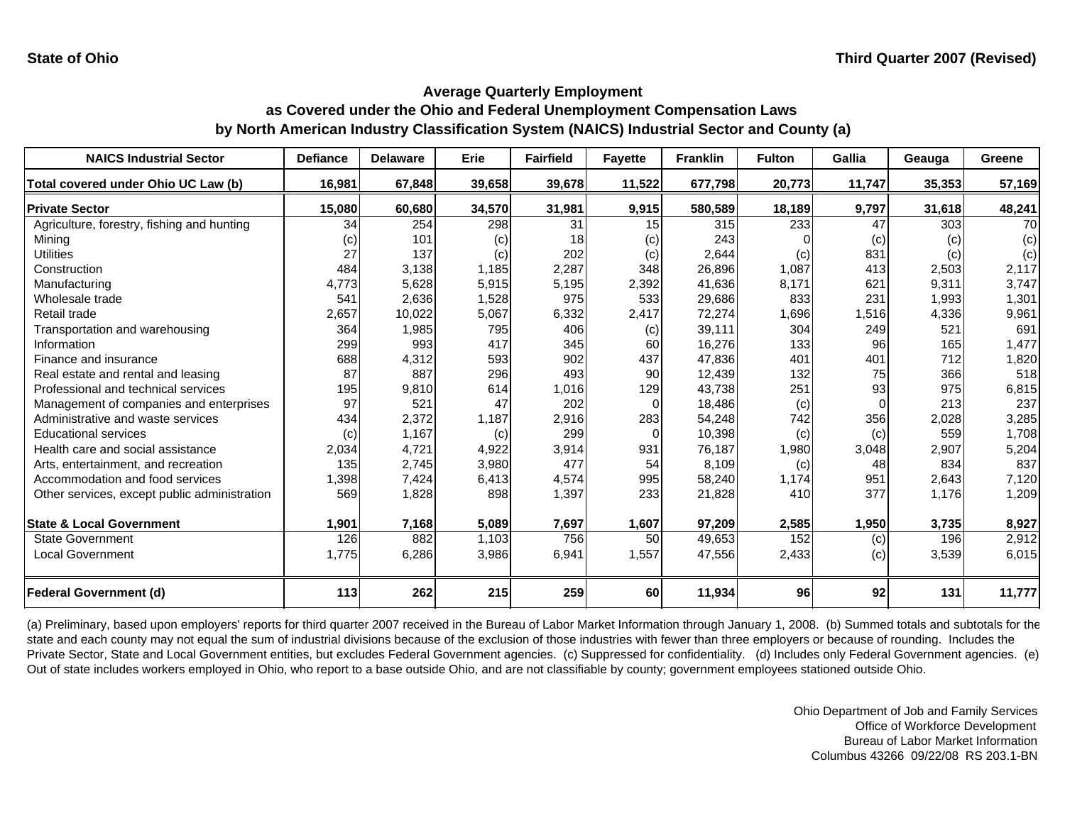State of Ohio | Third Quarter 2007 (Revised)

## Average Quarterly Employment as Covered under the Ohio and Federal Unemployment Compensation Laws by North American Industry Classification System (NAICS) Industrial Sector and County (a)

| NAICS Industrial Sector | Defiance | Delaware | Erie | Fairfield | Fayette | Franklin | Fulton | Gallia | Geauga | Greene |
|---|---|---|---|---|---|---|---|---|---|---|
| **Total covered under Ohio UC Law (b)** | **16,981** | **67,848** | **39,658** | **39,678** | **11,522** | **677,798** | **20,773** | **11,747** | **35,353** | **57,169** |
| **Private Sector** | **15,080** | **60,680** | **34,570** | **31,981** | **9,915** | **580,589** | **18,189** | **9,797** | **31,618** | **48,241** |
| Agriculture, forestry, fishing and hunting | 34 | 254 | 298 | 31 | 15 | 315 | 233 | 47 | 303 | 70 |
| Mining | (c) | 101 | (c) | 18 | (c) | 243 | 0 | (c) | (c) | (c) |
| Utilities | 27 | 137 | (c) | 202 | (c) | 2,644 | (c) | 831 | (c) | (c) |
| Construction | 484 | 3,138 | 1,185 | 2,287 | 348 | 26,896 | 1,087 | 413 | 2,503 | 2,117 |
| Manufacturing | 4,773 | 5,628 | 5,915 | 5,195 | 2,392 | 41,636 | 8,171 | 621 | 9,311 | 3,747 |
| Wholesale trade | 541 | 2,636 | 1,528 | 975 | 533 | 29,686 | 833 | 231 | 1,993 | 1,301 |
| Retail trade | 2,657 | 10,022 | 5,067 | 6,332 | 2,417 | 72,274 | 1,696 | 1,516 | 4,336 | 9,961 |
| Transportation and warehousing | 364 | 1,985 | 795 | 406 | (c) | 39,111 | 304 | 249 | 521 | 691 |
| Information | 299 | 993 | 417 | 345 | 60 | 16,276 | 133 | 96 | 165 | 1,477 |
| Finance and insurance | 688 | 4,312 | 593 | 902 | 437 | 47,836 | 401 | 401 | 712 | 1,820 |
| Real estate and rental and leasing | 87 | 887 | 296 | 493 | 90 | 12,439 | 132 | 75 | 366 | 518 |
| Professional and technical services | 195 | 9,810 | 614 | 1,016 | 129 | 43,738 | 251 | 93 | 975 | 6,815 |
| Management of companies and enterprises | 97 | 521 | 47 | 202 | 0 | 18,486 | (c) | 0 | 213 | 237 |
| Administrative and waste services | 434 | 2,372 | 1,187 | 2,916 | 283 | 54,248 | 742 | 356 | 2,028 | 3,285 |
| Educational services | (c) | 1,167 | (c) | 299 | 0 | 10,398 | (c) | (c) | 559 | 1,708 |
| Health care and social assistance | 2,034 | 4,721 | 4,922 | 3,914 | 931 | 76,187 | 1,980 | 3,048 | 2,907 | 5,204 |
| Arts, entertainment, and recreation | 135 | 2,745 | 3,980 | 477 | 54 | 8,109 | (c) | 48 | 834 | 837 |
| Accommodation and food services | 1,398 | 7,424 | 6,413 | 4,574 | 995 | 58,240 | 1,174 | 951 | 2,643 | 7,120 |
| Other services, except public administration | 569 | 1,828 | 898 | 1,397 | 233 | 21,828 | 410 | 377 | 1,176 | 1,209 |
| **State & Local Government** | **1,901** | **7,168** | **5,089** | **7,697** | **1,607** | **97,209** | **2,585** | **1,950** | **3,735** | **8,927** |
| State Government | 126 | 882 | 1,103 | 756 | 50 | 49,653 | 152 | (c) | 196 | 2,912 |
| Local Government | 1,775 | 6,286 | 3,986 | 6,941 | 1,557 | 47,556 | 2,433 | (c) | 3,539 | 6,015 |
| **Federal Government (d)** | **113** | **262** | **215** | **259** | **60** | **11,934** | **96** | **92** | **131** | **11,777** |

(a) Preliminary, based upon employers' reports for third quarter 2007 received in the Bureau of Labor Market Information through January 1, 2008. (b) Summed totals and subtotals for the state and each county may not equal the sum of industrial divisions because of the exclusion of those industries with fewer than three employers or because of rounding. Includes the Private Sector, State and Local Government entities, but excludes Federal Government agencies. (c) Suppressed for confidentiality. (d) Includes only Federal Government agencies. (e) Out of state includes workers employed in Ohio, who report to a base outside Ohio, and are not classifiable by county; government employees stationed outside Ohio.

Ohio Department of Job and Family Services
Office of Workforce Development
Bureau of Labor Market Information
Columbus 43266 09/22/08 RS 203.1-BN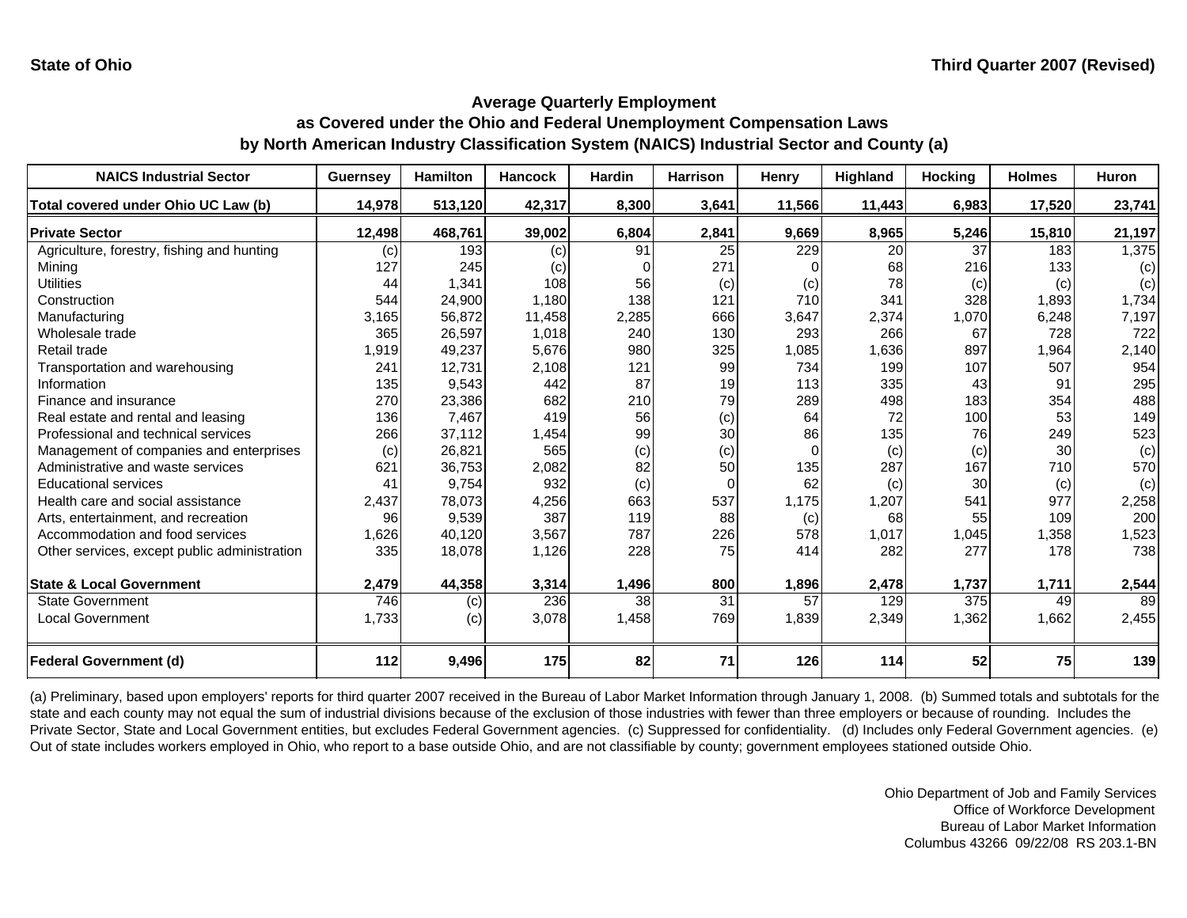State of Ohio

Third Quarter 2007 (Revised)

## Average Quarterly Employment as Covered under the Ohio and Federal Unemployment Compensation Laws by North American Industry Classification System (NAICS) Industrial Sector and County (a)

| NAICS Industrial Sector | Guernsey | Hamilton | Hancock | Hardin | Harrison | Henry | Highland | Hocking | Holmes | Huron |
|---|---|---|---|---|---|---|---|---|---|---|
| **Total covered under Ohio UC Law (b)** | **14,978** | **513,120** | **42,317** | **8,300** | **3,641** | **11,566** | **11,443** | **6,983** | **17,520** | **23,741** |
| **Private Sector** | **12,498** | **468,761** | **39,002** | **6,804** | **2,841** | **9,669** | **8,965** | **5,246** | **15,810** | **21,197** |
| Agriculture, forestry, fishing and hunting | (c) | 193 | (c) | 91 | 25 | 229 | 20 | 37 | 183 | 1,375 |
| Mining | 127 | 245 | (c) | 0 | 271 | 0 | 68 | 216 | 133 | (c) |
| Utilities | 44 | 1,341 | 108 | 56 | (c) | (c) | 78 | (c) | (c) | (c) |
| Construction | 544 | 24,900 | 1,180 | 138 | 121 | 710 | 341 | 328 | 1,893 | 1,734 |
| Manufacturing | 3,165 | 56,872 | 11,458 | 2,285 | 666 | 3,647 | 2,374 | 1,070 | 6,248 | 7,197 |
| Wholesale trade | 365 | 26,597 | 1,018 | 240 | 130 | 293 | 266 | 67 | 728 | 722 |
| Retail trade | 1,919 | 49,237 | 5,676 | 980 | 325 | 1,085 | 1,636 | 897 | 1,964 | 2,140 |
| Transportation and warehousing | 241 | 12,731 | 2,108 | 121 | 99 | 734 | 199 | 107 | 507 | 954 |
| Information | 135 | 9,543 | 442 | 87 | 19 | 113 | 335 | 43 | 91 | 295 |
| Finance and insurance | 270 | 23,386 | 682 | 210 | 79 | 289 | 498 | 183 | 354 | 488 |
| Real estate and rental and leasing | 136 | 7,467 | 419 | 56 | (c) | 64 | 72 | 100 | 53 | 149 |
| Professional and technical services | 266 | 37,112 | 1,454 | 99 | 30 | 86 | 135 | 76 | 249 | 523 |
| Management of companies and enterprises | (c) | 26,821 | 565 | (c) | (c) | 0 | (c) | (c) | 30 | (c) |
| Administrative and waste services | 621 | 36,753 | 2,082 | 82 | 50 | 135 | 287 | 167 | 710 | 570 |
| Educational services | 41 | 9,754 | 932 | (c) | 0 | 62 | (c) | 30 | (c) | (c) |
| Health care and social assistance | 2,437 | 78,073 | 4,256 | 663 | 537 | 1,175 | 1,207 | 541 | 977 | 2,258 |
| Arts, entertainment, and recreation | 96 | 9,539 | 387 | 119 | 88 | (c) | 68 | 55 | 109 | 200 |
| Accommodation and food services | 1,626 | 40,120 | 3,567 | 787 | 226 | 578 | 1,017 | 1,045 | 1,358 | 1,523 |
| Other services, except public administration | 335 | 18,078 | 1,126 | 228 | 75 | 414 | 282 | 277 | 178 | 738 |
| **State & Local Government** | **2,479** | **44,358** | **3,314** | **1,496** | **800** | **1,896** | **2,478** | **1,737** | **1,711** | **2,544** |
| State Government | 746 | (c) | 236 | 38 | 31 | 57 | 129 | 375 | 49 | 89 |
| Local Government | 1,733 | (c) | 3,078 | 1,458 | 769 | 1,839 | 2,349 | 1,362 | 1,662 | 2,455 |
| **Federal Government (d)** | **112** | **9,496** | **175** | **82** | **71** | **126** | **114** | **52** | **75** | **139** |

(a) Preliminary, based upon employers' reports for third quarter 2007 received in the Bureau of Labor Market Information through January 1, 2008. (b) Summed totals and subtotals for the state and each county may not equal the sum of industrial divisions because of the exclusion of those industries with fewer than three employers or because of rounding. Includes the Private Sector, State and Local Government entities, but excludes Federal Government agencies. (c) Suppressed for confidentiality. (d) Includes only Federal Government agencies. (e) Out of state includes workers employed in Ohio, who report to a base outside Ohio, and are not classifiable by county; government employees stationed outside Ohio.

Ohio Department of Job and Family Services
Office of Workforce Development
Bureau of Labor Market Information
Columbus 43266 09/22/08 RS 203.1-BN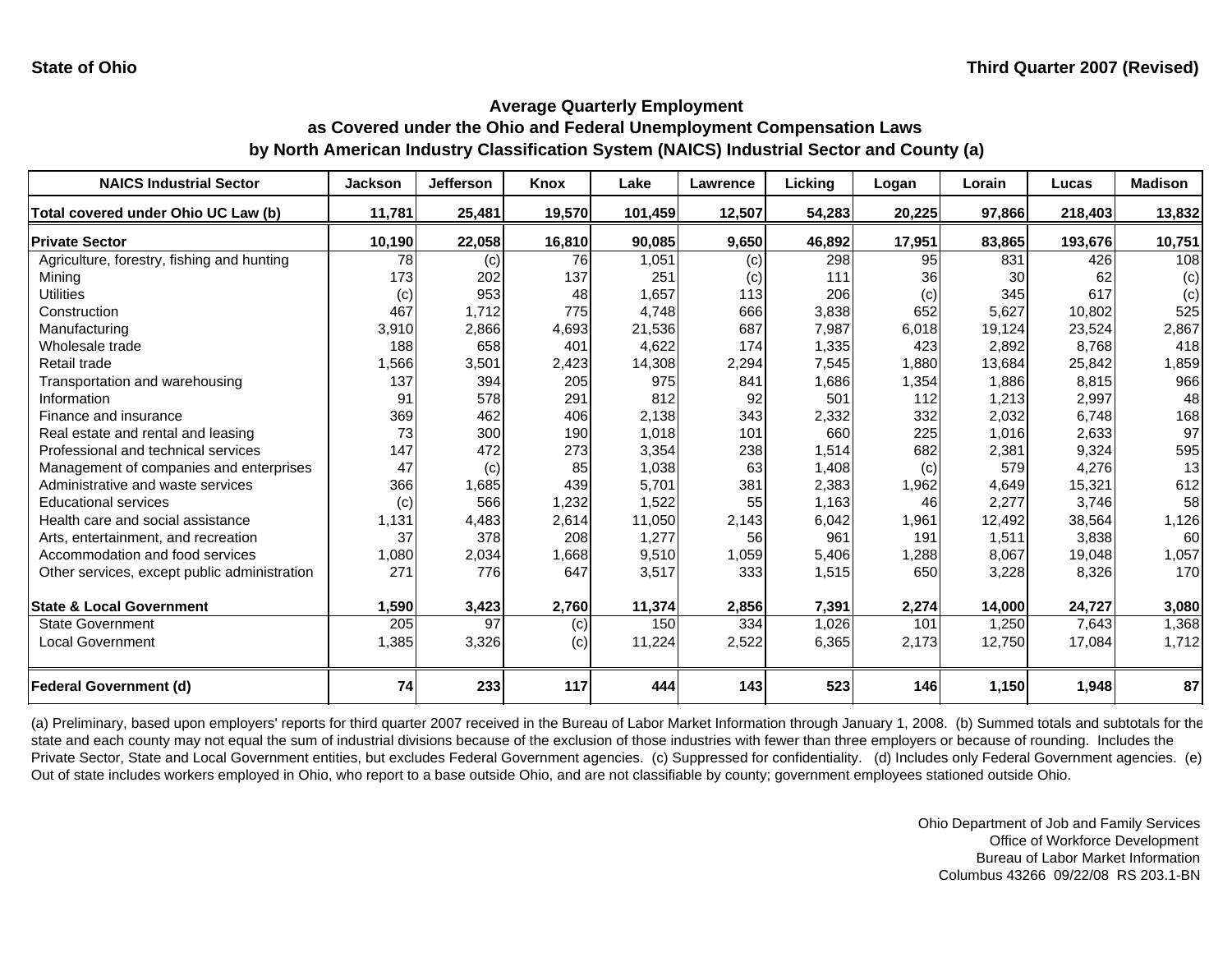State of Ohio — Third Quarter 2007 (Revised)

## Average Quarterly Employment as Covered under the Ohio and Federal Unemployment Compensation Laws by North American Industry Classification System (NAICS) Industrial Sector and County (a)

| NAICS Industrial Sector | Jackson | Jefferson | Knox | Lake | Lawrence | Licking | Logan | Lorain | Lucas | Madison |
|---|---|---|---|---|---|---|---|---|---|---|
| **Total covered under Ohio UC Law (b)** | **11,781** | **25,481** | **19,570** | **101,459** | **12,507** | **54,283** | **20,225** | **97,866** | **218,403** | **13,832** |
| **Private Sector** | **10,190** | **22,058** | **16,810** | **90,085** | **9,650** | **46,892** | **17,951** | **83,865** | **193,676** | **10,751** |
| Agriculture, forestry, fishing and hunting | 78 | (c) | 76 | 1,051 | (c) | 298 | 95 | 831 | 426 | 108 |
| Mining | 173 | 202 | 137 | 251 | (c) | 111 | 36 | 30 | 62 | (c) |
| Utilities | (c) | 953 | 48 | 1,657 | 113 | 206 | (c) | 345 | 617 | (c) |
| Construction | 467 | 1,712 | 775 | 4,748 | 666 | 3,838 | 652 | 5,627 | 10,802 | 525 |
| Manufacturing | 3,910 | 2,866 | 4,693 | 21,536 | 687 | 7,987 | 6,018 | 19,124 | 23,524 | 2,867 |
| Wholesale trade | 188 | 658 | 401 | 4,622 | 174 | 1,335 | 423 | 2,892 | 8,768 | 418 |
| Retail trade | 1,566 | 3,501 | 2,423 | 14,308 | 2,294 | 7,545 | 1,880 | 13,684 | 25,842 | 1,859 |
| Transportation and warehousing | 137 | 394 | 205 | 975 | 841 | 1,686 | 1,354 | 1,886 | 8,815 | 966 |
| Information | 91 | 578 | 291 | 812 | 92 | 501 | 112 | 1,213 | 2,997 | 48 |
| Finance and insurance | 369 | 462 | 406 | 2,138 | 343 | 2,332 | 332 | 2,032 | 6,748 | 168 |
| Real estate and rental and leasing | 73 | 300 | 190 | 1,018 | 101 | 660 | 225 | 1,016 | 2,633 | 97 |
| Professional and technical services | 147 | 472 | 273 | 3,354 | 238 | 1,514 | 682 | 2,381 | 9,324 | 595 |
| Management of companies and enterprises | 47 | (c) | 85 | 1,038 | 63 | 1,408 | (c) | 579 | 4,276 | 13 |
| Administrative and waste services | 366 | 1,685 | 439 | 5,701 | 381 | 2,383 | 1,962 | 4,649 | 15,321 | 612 |
| Educational services | (c) | 566 | 1,232 | 1,522 | 55 | 1,163 | 46 | 2,277 | 3,746 | 58 |
| Health care and social assistance | 1,131 | 4,483 | 2,614 | 11,050 | 2,143 | 6,042 | 1,961 | 12,492 | 38,564 | 1,126 |
| Arts, entertainment, and recreation | 37 | 378 | 208 | 1,277 | 56 | 961 | 191 | 1,511 | 3,838 | 60 |
| Accommodation and food services | 1,080 | 2,034 | 1,668 | 9,510 | 1,059 | 5,406 | 1,288 | 8,067 | 19,048 | 1,057 |
| Other services, except public administration | 271 | 776 | 647 | 3,517 | 333 | 1,515 | 650 | 3,228 | 8,326 | 170 |
| **State & Local Government** | **1,590** | **3,423** | **2,760** | **11,374** | **2,856** | **7,391** | **2,274** | **14,000** | **24,727** | **3,080** |
| State Government | 205 | 97 | (c) | 150 | 334 | 1,026 | 101 | 1,250 | 7,643 | 1,368 |
| Local Government | 1,385 | 3,326 | (c) | 11,224 | 2,522 | 6,365 | 2,173 | 12,750 | 17,084 | 1,712 |
| **Federal Government (d)** | **74** | **233** | **117** | **444** | **143** | **523** | **146** | **1,150** | **1,948** | **87** |

(a) Preliminary, based upon employers' reports for third quarter 2007 received in the Bureau of Labor Market Information through January 1, 2008. (b) Summed totals and subtotals for the state and each county may not equal the sum of industrial divisions because of the exclusion of those industries with fewer than three employers or because of rounding. Includes the Private Sector, State and Local Government entities, but excludes Federal Government agencies. (c) Suppressed for confidentiality. (d) Includes only Federal Government agencies. (e) Out of state includes workers employed in Ohio, who report to a base outside Ohio, and are not classifiable by county; government employees stationed outside Ohio.

Ohio Department of Job and Family Services
Office of Workforce Development
Bureau of Labor Market Information
Columbus 43266 09/22/08 RS 203.1-BN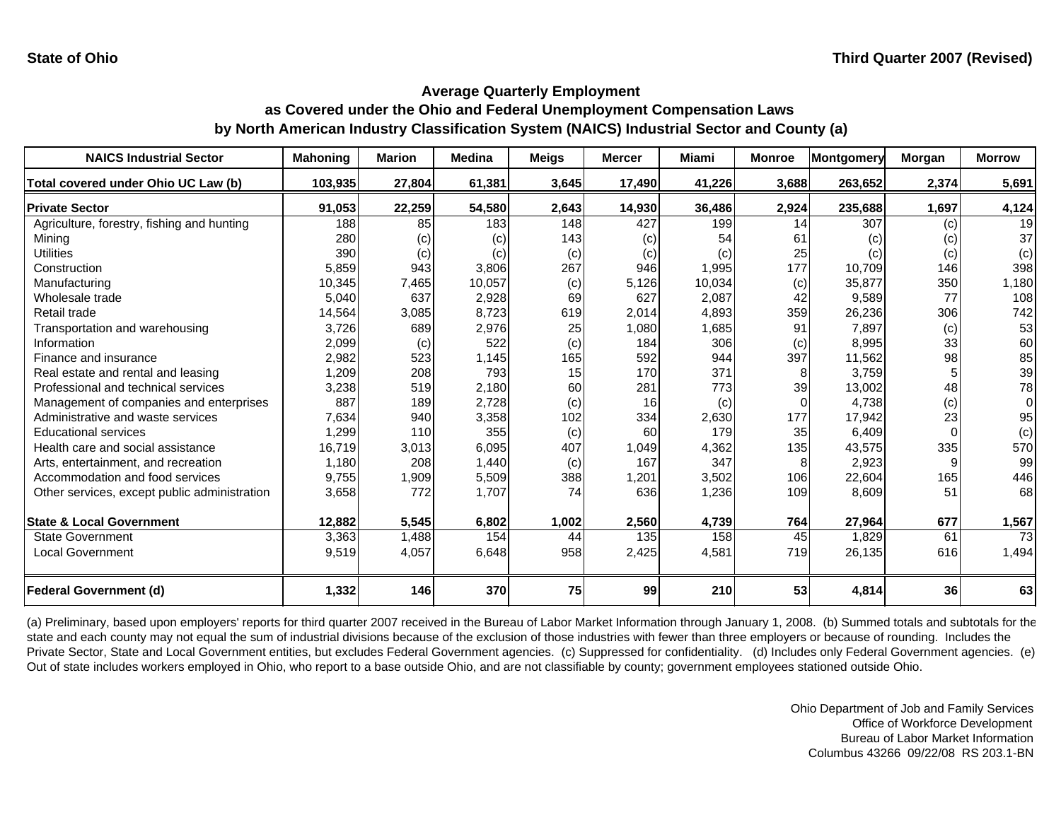State of Ohio | Third Quarter 2007 (Revised)

## Average Quarterly Employment as Covered under the Ohio and Federal Unemployment Compensation Laws by North American Industry Classification System (NAICS) Industrial Sector and County (a)

| NAICS Industrial Sector | Mahoning | Marion | Medina | Meigs | Mercer | Miami | Monroe | Montgomery | Morgan | Morrow |
|---|---|---|---|---|---|---|---|---|---|---|
| **Total covered under Ohio UC Law (b)** | **103,935** | **27,804** | **61,381** | **3,645** | **17,490** | **41,226** | **3,688** | **263,652** | **2,374** | **5,691** |
| **Private Sector** | **91,053** | **22,259** | **54,580** | **2,643** | **14,930** | **36,486** | **2,924** | **235,688** | **1,697** | **4,124** |
| Agriculture, forestry, fishing and hunting | 188 | 85 | 183 | 148 | 427 | 199 | 14 | 307 | (c) | 19 |
| Mining | 280 | (c) | (c) | 143 | (c) | 54 | 61 | (c) | (c) | 37 |
| Utilities | 390 | (c) | (c) | (c) | (c) | (c) | 25 | (c) | (c) | (c) |
| Construction | 5,859 | 943 | 3,806 | 267 | 946 | 1,995 | 177 | 10,709 | 146 | 398 |
| Manufacturing | 10,345 | 7,465 | 10,057 | (c) | 5,126 | 10,034 | (c) | 35,877 | 350 | 1,180 |
| Wholesale trade | 5,040 | 637 | 2,928 | 69 | 627 | 2,087 | 42 | 9,589 | 77 | 108 |
| Retail trade | 14,564 | 3,085 | 8,723 | 619 | 2,014 | 4,893 | 359 | 26,236 | 306 | 742 |
| Transportation and warehousing | 3,726 | 689 | 2,976 | 25 | 1,080 | 1,685 | 91 | 7,897 | (c) | 53 |
| Information | 2,099 | (c) | 522 | (c) | 184 | 306 | (c) | 8,995 | 33 | 60 |
| Finance and insurance | 2,982 | 523 | 1,145 | 165 | 592 | 944 | 397 | 11,562 | 98 | 85 |
| Real estate and rental and leasing | 1,209 | 208 | 793 | 15 | 170 | 371 | 8 | 3,759 | 5 | 39 |
| Professional and technical services | 3,238 | 519 | 2,180 | 60 | 281 | 773 | 39 | 13,002 | 48 | 78 |
| Management of companies and enterprises | 887 | 189 | 2,728 | (c) | 16 | (c) | 0 | 4,738 | (c) | 0 |
| Administrative and waste services | 7,634 | 940 | 3,358 | 102 | 334 | 2,630 | 177 | 17,942 | 23 | 95 |
| Educational services | 1,299 | 110 | 355 | (c) | 60 | 179 | 35 | 6,409 | 0 | (c) |
| Health care and social assistance | 16,719 | 3,013 | 6,095 | 407 | 1,049 | 4,362 | 135 | 43,575 | 335 | 570 |
| Arts, entertainment, and recreation | 1,180 | 208 | 1,440 | (c) | 167 | 347 | 8 | 2,923 | 9 | 99 |
| Accommodation and food services | 9,755 | 1,909 | 5,509 | 388 | 1,201 | 3,502 | 106 | 22,604 | 165 | 446 |
| Other services, except public administration | 3,658 | 772 | 1,707 | 74 | 636 | 1,236 | 109 | 8,609 | 51 | 68 |
| **State & Local Government** | **12,882** | **5,545** | **6,802** | **1,002** | **2,560** | **4,739** | **764** | **27,964** | **677** | **1,567** |
| State Government | 3,363 | 1,488 | 154 | 44 | 135 | 158 | 45 | 1,829 | 61 | 73 |
| Local Government | 9,519 | 4,057 | 6,648 | 958 | 2,425 | 4,581 | 719 | 26,135 | 616 | 1,494 |
| **Federal Government (d)** | **1,332** | **146** | **370** | **75** | **99** | **210** | **53** | **4,814** | **36** | **63** |

(a) Preliminary, based upon employers' reports for third quarter 2007 received in the Bureau of Labor Market Information through January 1, 2008. (b) Summed totals and subtotals for the state and each county may not equal the sum of industrial divisions because of the exclusion of those industries with fewer than three employers or because of rounding. Includes the Private Sector, State and Local Government entities, but excludes Federal Government agencies. (c) Suppressed for confidentiality. (d) Includes only Federal Government agencies. (e) Out of state includes workers employed in Ohio, who report to a base outside Ohio, and are not classifiable by county; government employees stationed outside Ohio.

Ohio Department of Job and Family Services
Office of Workforce Development
Bureau of Labor Market Information
Columbus 43266 09/22/08 RS 203.1-BN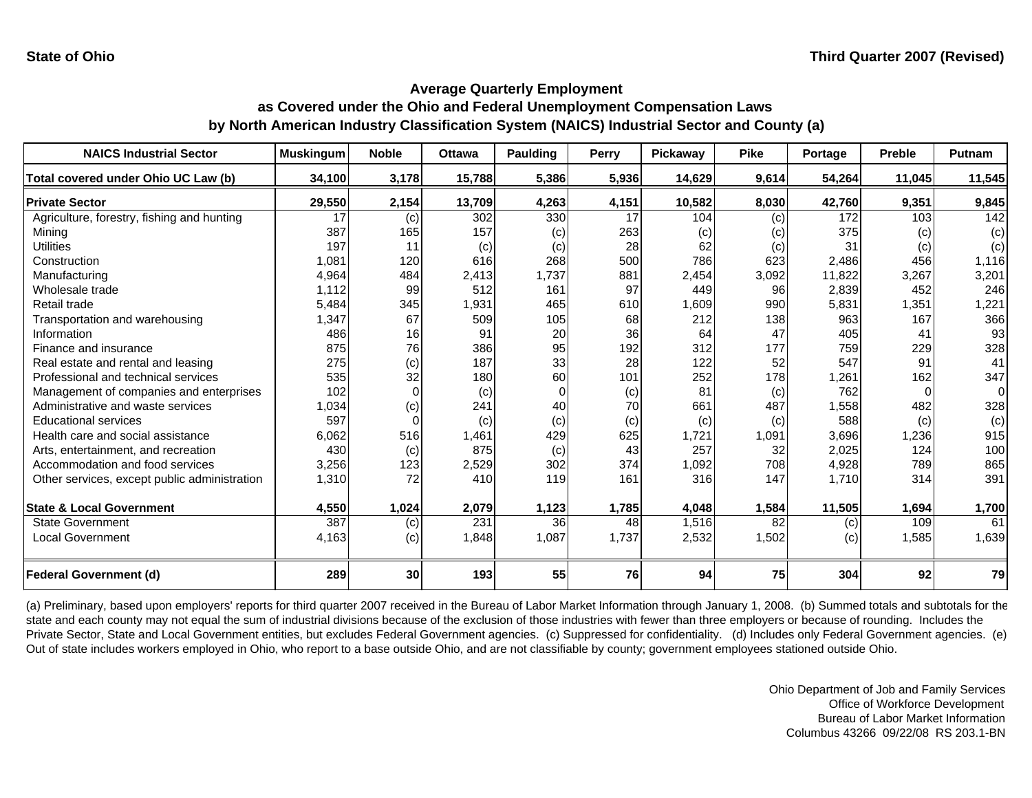**State of Ohio** **Third Quarter 2007 (Revised)**

## Average Quarterly Employment
## as Covered under the Ohio and Federal Unemployment Compensation Laws
## by North American Industry Classification System (NAICS) Industrial Sector and County (a)

| NAICS Industrial Sector | Muskingum | Noble | Ottawa | Paulding | Perry | Pickaway | Pike | Portage | Preble | Putnam |
|---|---|---|---|---|---|---|---|---|---|---|
| **Total covered under Ohio UC Law (b)** | **34,100** | **3,178** | **15,788** | **5,386** | **5,936** | **14,629** | **9,614** | **54,264** | **11,045** | **11,545** |
| **Private Sector** | **29,550** | **2,154** | **13,709** | **4,263** | **4,151** | **10,582** | **8,030** | **42,760** | **9,351** | **9,845** |
| Agriculture, forestry, fishing and hunting | 17 | (c) | 302 | 330 | 17 | 104 | (c) | 172 | 103 | 142 |
| Mining | 387 | 165 | 157 | (c) | 263 | (c) | (c) | 375 | (c) | (c) |
| Utilities | 197 | 11 | (c) | (c) | 28 | 62 | (c) | 31 | (c) | (c) |
| Construction | 1,081 | 120 | 616 | 268 | 500 | 786 | 623 | 2,486 | 456 | 1,116 |
| Manufacturing | 4,964 | 484 | 2,413 | 1,737 | 881 | 2,454 | 3,092 | 11,822 | 3,267 | 3,201 |
| Wholesale trade | 1,112 | 99 | 512 | 161 | 97 | 449 | 96 | 2,839 | 452 | 246 |
| Retail trade | 5,484 | 345 | 1,931 | 465 | 610 | 1,609 | 990 | 5,831 | 1,351 | 1,221 |
| Transportation and warehousing | 1,347 | 67 | 509 | 105 | 68 | 212 | 138 | 963 | 167 | 366 |
| Information | 486 | 16 | 91 | 20 | 36 | 64 | 47 | 405 | 41 | 93 |
| Finance and insurance | 875 | 76 | 386 | 95 | 192 | 312 | 177 | 759 | 229 | 328 |
| Real estate and rental and leasing | 275 | (c) | 187 | 33 | 28 | 122 | 52 | 547 | 91 | 41 |
| Professional and technical services | 535 | 32 | 180 | 60 | 101 | 252 | 178 | 1,261 | 162 | 347 |
| Management of companies and enterprises | 102 | 0 | (c) | 0 | (c) | 81 | (c) | 762 | 0 | 0 |
| Administrative and waste services | 1,034 | (c) | 241 | 40 | 70 | 661 | 487 | 1,558 | 482 | 328 |
| Educational services | 597 | 0 | (c) | (c) | (c) | (c) | (c) | 588 | (c) | (c) |
| Health care and social assistance | 6,062 | 516 | 1,461 | 429 | 625 | 1,721 | 1,091 | 3,696 | 1,236 | 915 |
| Arts, entertainment, and recreation | 430 | (c) | 875 | (c) | 43 | 257 | 32 | 2,025 | 124 | 100 |
| Accommodation and food services | 3,256 | 123 | 2,529 | 302 | 374 | 1,092 | 708 | 4,928 | 789 | 865 |
| Other services, except public administration | 1,310 | 72 | 410 | 119 | 161 | 316 | 147 | 1,710 | 314 | 391 |
| **State & Local Government** | **4,550** | **1,024** | **2,079** | **1,123** | **1,785** | **4,048** | **1,584** | **11,505** | **1,694** | **1,700** |
| State Government | 387 | (c) | 231 | 36 | 48 | 1,516 | 82 | (c) | 109 | 61 |
| Local Government | 4,163 | (c) | 1,848 | 1,087 | 1,737 | 2,532 | 1,502 | (c) | 1,585 | 1,639 |
| **Federal Government (d)** | **289** | **30** | **193** | **55** | **76** | **94** | **75** | **304** | **92** | **79** |

(a) Preliminary, based upon employers' reports for third quarter 2007 received in the Bureau of Labor Market Information through January 1, 2008. (b) Summed totals and subtotals for the state and each county may not equal the sum of industrial divisions because of the exclusion of those industries with fewer than three employers or because of rounding. Includes the Private Sector, State and Local Government entities, but excludes Federal Government agencies. (c) Suppressed for confidentiality. (d) Includes only Federal Government agencies. (e) Out of state includes workers employed in Ohio, who report to a base outside Ohio, and are not classifiable by county; government employees stationed outside Ohio.

Ohio Department of Job and Family Services
Office of Workforce Development
Bureau of Labor Market Information
Columbus 43266 09/22/08 RS 203.1-BN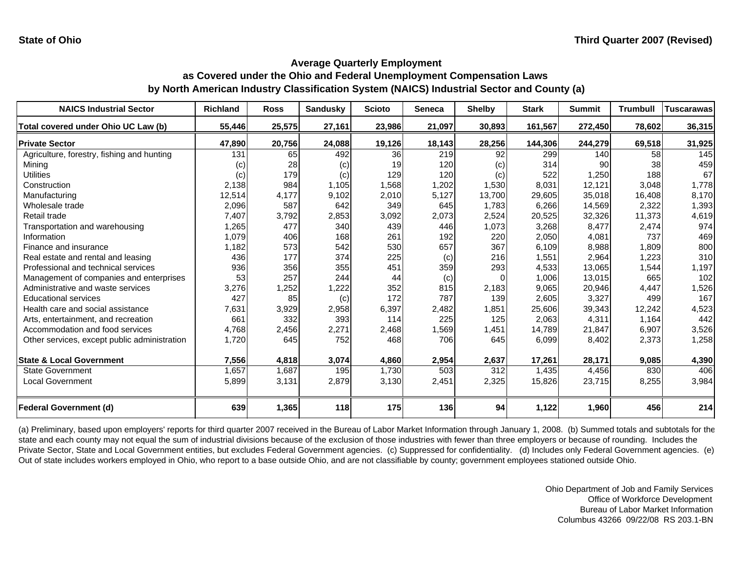State of Ohio

Third Quarter 2007 (Revised)

## Average Quarterly Employment
## as Covered under the Ohio and Federal Unemployment Compensation Laws
## by North American Industry Classification System (NAICS) Industrial Sector and County (a)

| NAICS Industrial Sector | Richland | Ross | Sandusky | Scioto | Seneca | Shelby | Stark | Summit | Trumbull | Tuscarawas |
|---|---|---|---|---|---|---|---|---|---|---|
| **Total covered under Ohio UC Law (b)** | **55,446** | **25,575** | **27,161** | **23,986** | **21,097** | **30,893** | **161,567** | **272,450** | **78,602** | **36,315** |
| **Private Sector** | **47,890** | **20,756** | **24,088** | **19,126** | **18,143** | **28,256** | **144,306** | **244,279** | **69,518** | **31,925** |
| Agriculture, forestry, fishing and hunting | 131 | 65 | 492 | 36 | 219 | 92 | 299 | 140 | 58 | 145 |
| Mining | (c) | 28 | (c) | 19 | 120 | (c) | 314 | 90 | 38 | 459 |
| Utilities | (c) | 179 | (c) | 129 | 120 | (c) | 522 | 1,250 | 188 | 67 |
| Construction | 2,138 | 984 | 1,105 | 1,568 | 1,202 | 1,530 | 8,031 | 12,121 | 3,048 | 1,778 |
| Manufacturing | 12,514 | 4,177 | 9,102 | 2,010 | 5,127 | 13,700 | 29,605 | 35,018 | 16,408 | 8,170 |
| Wholesale trade | 2,096 | 587 | 642 | 349 | 645 | 1,783 | 6,266 | 14,569 | 2,322 | 1,393 |
| Retail trade | 7,407 | 3,792 | 2,853 | 3,092 | 2,073 | 2,524 | 20,525 | 32,326 | 11,373 | 4,619 |
| Transportation and warehousing | 1,265 | 477 | 340 | 439 | 446 | 1,073 | 3,268 | 8,477 | 2,474 | 974 |
| Information | 1,079 | 406 | 168 | 261 | 192 | 220 | 2,050 | 4,081 | 737 | 469 |
| Finance and insurance | 1,182 | 573 | 542 | 530 | 657 | 367 | 6,109 | 8,988 | 1,809 | 800 |
| Real estate and rental and leasing | 436 | 177 | 374 | 225 | (c) | 216 | 1,551 | 2,964 | 1,223 | 310 |
| Professional and technical services | 936 | 356 | 355 | 451 | 359 | 293 | 4,533 | 13,065 | 1,544 | 1,197 |
| Management of companies and enterprises | 53 | 257 | 244 | 44 | (c) | 0 | 1,006 | 13,015 | 665 | 102 |
| Administrative and waste services | 3,276 | 1,252 | 1,222 | 352 | 815 | 2,183 | 9,065 | 20,946 | 4,447 | 1,526 |
| Educational services | 427 | 85 | (c) | 172 | 787 | 139 | 2,605 | 3,327 | 499 | 167 |
| Health care and social assistance | 7,631 | 3,929 | 2,958 | 6,397 | 2,482 | 1,851 | 25,606 | 39,343 | 12,242 | 4,523 |
| Arts, entertainment, and recreation | 661 | 332 | 393 | 114 | 225 | 125 | 2,063 | 4,311 | 1,164 | 442 |
| Accommodation and food services | 4,768 | 2,456 | 2,271 | 2,468 | 1,569 | 1,451 | 14,789 | 21,847 | 6,907 | 3,526 |
| Other services, except public administration | 1,720 | 645 | 752 | 468 | 706 | 645 | 6,099 | 8,402 | 2,373 | 1,258 |
| **State & Local Government** | **7,556** | **4,818** | **3,074** | **4,860** | **2,954** | **2,637** | **17,261** | **28,171** | **9,085** | **4,390** |
| State Government | 1,657 | 1,687 | 195 | 1,730 | 503 | 312 | 1,435 | 4,456 | 830 | 406 |
| Local Government | 5,899 | 3,131 | 2,879 | 3,130 | 2,451 | 2,325 | 15,826 | 23,715 | 8,255 | 3,984 |
| **Federal Government (d)** | **639** | **1,365** | **118** | **175** | **136** | **94** | **1,122** | **1,960** | **456** | **214** |

(a) Preliminary, based upon employers' reports for third quarter 2007 received in the Bureau of Labor Market Information through January 1, 2008. (b) Summed totals and subtotals for the state and each county may not equal the sum of industrial divisions because of the exclusion of those industries with fewer than three employers or because of rounding. Includes the Private Sector, State and Local Government entities, but excludes Federal Government agencies. (c) Suppressed for confidentiality. (d) Includes only Federal Government agencies. (e) Out of state includes workers employed in Ohio, who report to a base outside Ohio, and are not classifiable by county; government employees stationed outside Ohio.

Ohio Department of Job and Family Services
Office of Workforce Development
Bureau of Labor Market Information
Columbus 43266 09/22/08 RS 203.1-BN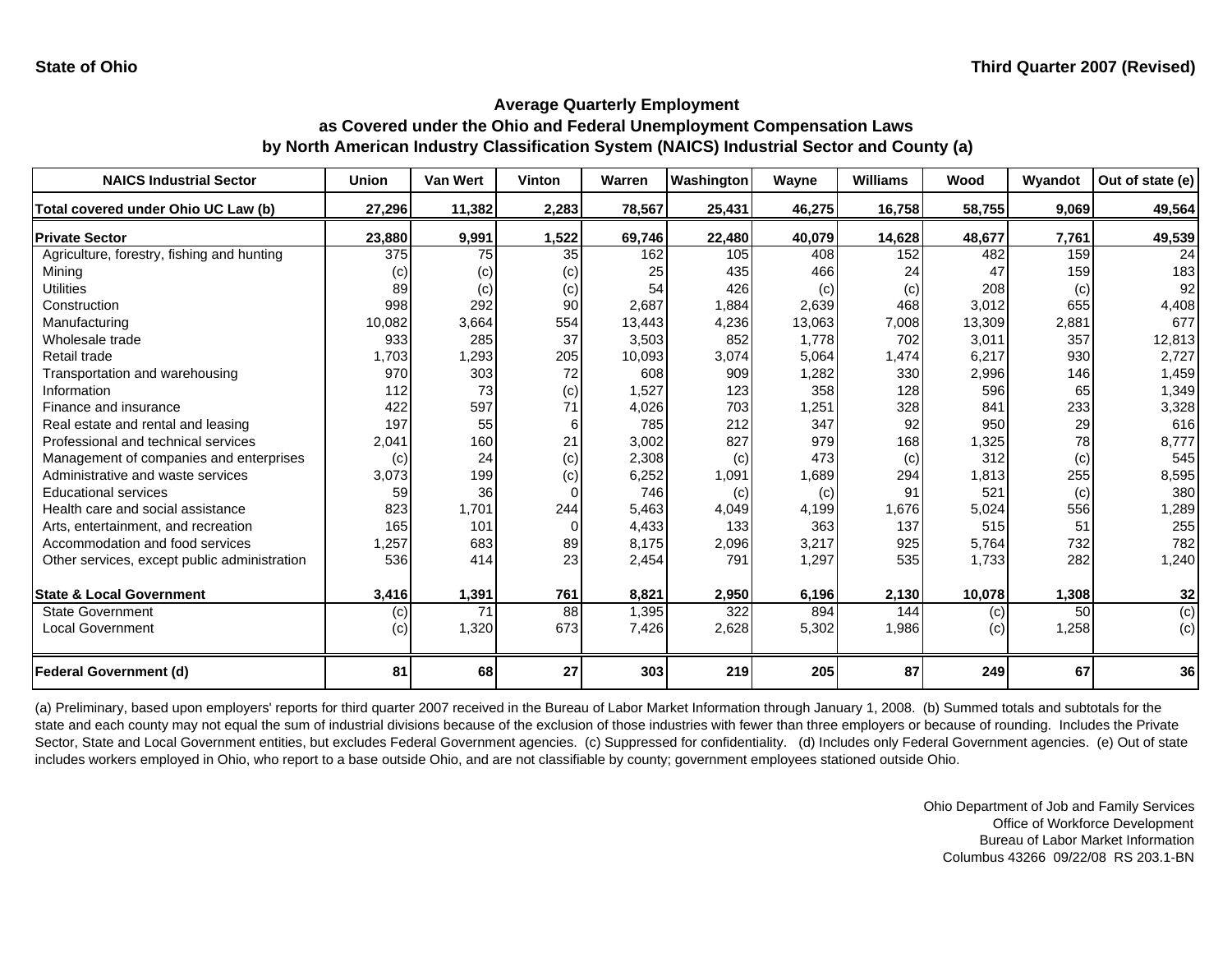State of Ohio

Third Quarter 2007 (Revised)

## Average Quarterly Employment as Covered under the Ohio and Federal Unemployment Compensation Laws by North American Industry Classification System (NAICS) Industrial Sector and County (a)

| NAICS Industrial Sector | Union | Van Wert | Vinton | Warren | Washington | Wayne | Williams | Wood | Wyandot | Out of state (e) |
|---|---|---|---|---|---|---|---|---|---|---|
| **Total covered under Ohio UC Law (b)** | **27,296** | **11,382** | **2,283** | **78,567** | **25,431** | **46,275** | **16,758** | **58,755** | **9,069** | **49,564** |
| **Private Sector** | **23,880** | **9,991** | **1,522** | **69,746** | **22,480** | **40,079** | **14,628** | **48,677** | **7,761** | **49,539** |
| Agriculture, forestry, fishing and hunting | 375 | 75 | 35 | 162 | 105 | 408 | 152 | 482 | 159 | 24 |
| Mining | (c) | (c) | (c) | 25 | 435 | 466 | 24 | 47 | 159 | 183 |
| Utilities | 89 | (c) | (c) | 54 | 426 | (c) | (c) | 208 | (c) | 92 |
| Construction | 998 | 292 | 90 | 2,687 | 1,884 | 2,639 | 468 | 3,012 | 655 | 4,408 |
| Manufacturing | 10,082 | 3,664 | 554 | 13,443 | 4,236 | 13,063 | 7,008 | 13,309 | 2,881 | 677 |
| Wholesale trade | 933 | 285 | 37 | 3,503 | 852 | 1,778 | 702 | 3,011 | 357 | 12,813 |
| Retail trade | 1,703 | 1,293 | 205 | 10,093 | 3,074 | 5,064 | 1,474 | 6,217 | 930 | 2,727 |
| Transportation and warehousing | 970 | 303 | 72 | 608 | 909 | 1,282 | 330 | 2,996 | 146 | 1,459 |
| Information | 112 | 73 | (c) | 1,527 | 123 | 358 | 128 | 596 | 65 | 1,349 |
| Finance and insurance | 422 | 597 | 71 | 4,026 | 703 | 1,251 | 328 | 841 | 233 | 3,328 |
| Real estate and rental and leasing | 197 | 55 | 6 | 785 | 212 | 347 | 92 | 950 | 29 | 616 |
| Professional and technical services | 2,041 | 160 | 21 | 3,002 | 827 | 979 | 168 | 1,325 | 78 | 8,777 |
| Management of companies and enterprises | (c) | 24 | (c) | 2,308 | (c) | 473 | (c) | 312 | (c) | 545 |
| Administrative and waste services | 3,073 | 199 | (c) | 6,252 | 1,091 | 1,689 | 294 | 1,813 | 255 | 8,595 |
| Educational services | 59 | 36 | 0 | 746 | (c) | (c) | 91 | 521 | (c) | 380 |
| Health care and social assistance | 823 | 1,701 | 244 | 5,463 | 4,049 | 4,199 | 1,676 | 5,024 | 556 | 1,289 |
| Arts, entertainment, and recreation | 165 | 101 | 0 | 4,433 | 133 | 363 | 137 | 515 | 51 | 255 |
| Accommodation and food services | 1,257 | 683 | 89 | 8,175 | 2,096 | 3,217 | 925 | 5,764 | 732 | 782 |
| Other services, except public administration | 536 | 414 | 23 | 2,454 | 791 | 1,297 | 535 | 1,733 | 282 | 1,240 |
| **State & Local Government** | **3,416** | **1,391** | **761** | **8,821** | **2,950** | **6,196** | **2,130** | **10,078** | **1,308** | **32** |
| State Government | (c) | 71 | 88 | 1,395 | 322 | 894 | 144 | (c) | 50 | (c) |
| Local Government | (c) | 1,320 | 673 | 7,426 | 2,628 | 5,302 | 1,986 | (c) | 1,258 | (c) |
| **Federal Government (d)** | **81** | **68** | **27** | **303** | **219** | **205** | **87** | **249** | **67** | **36** |

(a) Preliminary, based upon employers' reports for third quarter 2007 received in the Bureau of Labor Market Information through January 1, 2008. (b) Summed totals and subtotals for the state and each county may not equal the sum of industrial divisions because of the exclusion of those industries with fewer than three employers or because of rounding. Includes the Private Sector, State and Local Government entities, but excludes Federal Government agencies. (c) Suppressed for confidentiality. (d) Includes only Federal Government agencies. (e) Out of state includes workers employed in Ohio, who report to a base outside Ohio, and are not classifiable by county; government employees stationed outside Ohio.

Ohio Department of Job and Family Services
Office of Workforce Development
Bureau of Labor Market Information
Columbus 43266 09/22/08 RS 203.1-BN